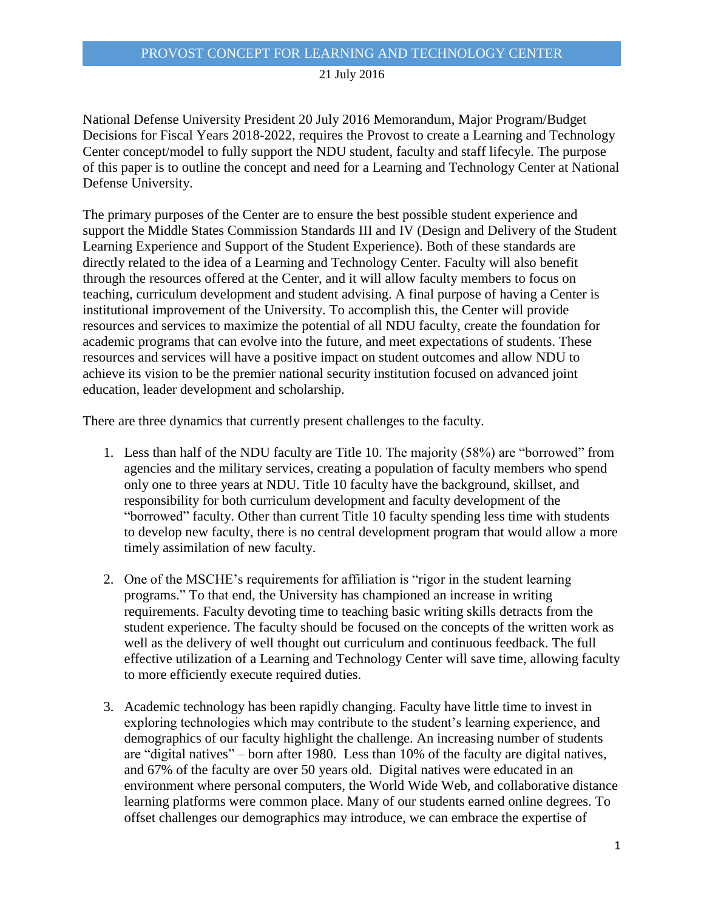# PROVOST CONCEPT FOR LEARNING AND TECHNOLOGY CENTER

21 July 2016

National Defense University President 20 July 2016 Memorandum, Major Program/Budget Decisions for Fiscal Years 2018-2022, requires the Provost to create a Learning and Technology Center concept/model to fully support the NDU student, faculty and staff lifecyle. The purpose of this paper is to outline the concept and need for a Learning and Technology Center at National Defense University.

The primary purposes of the Center are to ensure the best possible student experience and support the Middle States Commission Standards III and IV (Design and Delivery of the Student Learning Experience and Support of the Student Experience). Both of these standards are directly related to the idea of a Learning and Technology Center. Faculty will also benefit through the resources offered at the Center, and it will allow faculty members to focus on teaching, curriculum development and student advising. A final purpose of having a Center is institutional improvement of the University. To accomplish this, the Center will provide resources and services to maximize the potential of all NDU faculty, create the foundation for academic programs that can evolve into the future, and meet expectations of students. These resources and services will have a positive impact on student outcomes and allow NDU to achieve its vision to be the premier national security institution focused on advanced joint education, leader development and scholarship.

There are three dynamics that currently present challenges to the faculty.

1. Less than half of the NDU faculty are Title 10. The majority (58%) are "borrowed" from agencies and the military services, creating a population of faculty members who spend only one to three years at NDU. Title 10 faculty have the background, skillset, and responsibility for both curriculum development and faculty development of the "borrowed" faculty. Other than current Title 10 faculty spending less time with students to develop new faculty, there is no central development program that would allow a more timely assimilation of new faculty.

2. One of the MSCHE's requirements for affiliation is "rigor in the student learning programs." To that end, the University has championed an increase in writing requirements. Faculty devoting time to teaching basic writing skills detracts from the student experience. The faculty should be focused on the concepts of the written work as well as the delivery of well thought out curriculum and continuous feedback. The full effective utilization of a Learning and Technology Center will save time, allowing faculty to more efficiently execute required duties.

3. Academic technology has been rapidly changing. Faculty have little time to invest in exploring technologies which may contribute to the student's learning experience, and demographics of our faculty highlight the challenge. An increasing number of students are "digital natives" – born after 1980. Less than 10% of the faculty are digital natives, and 67% of the faculty are over 50 years old. Digital natives were educated in an environment where personal computers, the World Wide Web, and collaborative distance learning platforms were common place. Many of our students earned online degrees. To offset challenges our demographics may introduce, we can embrace the expertise of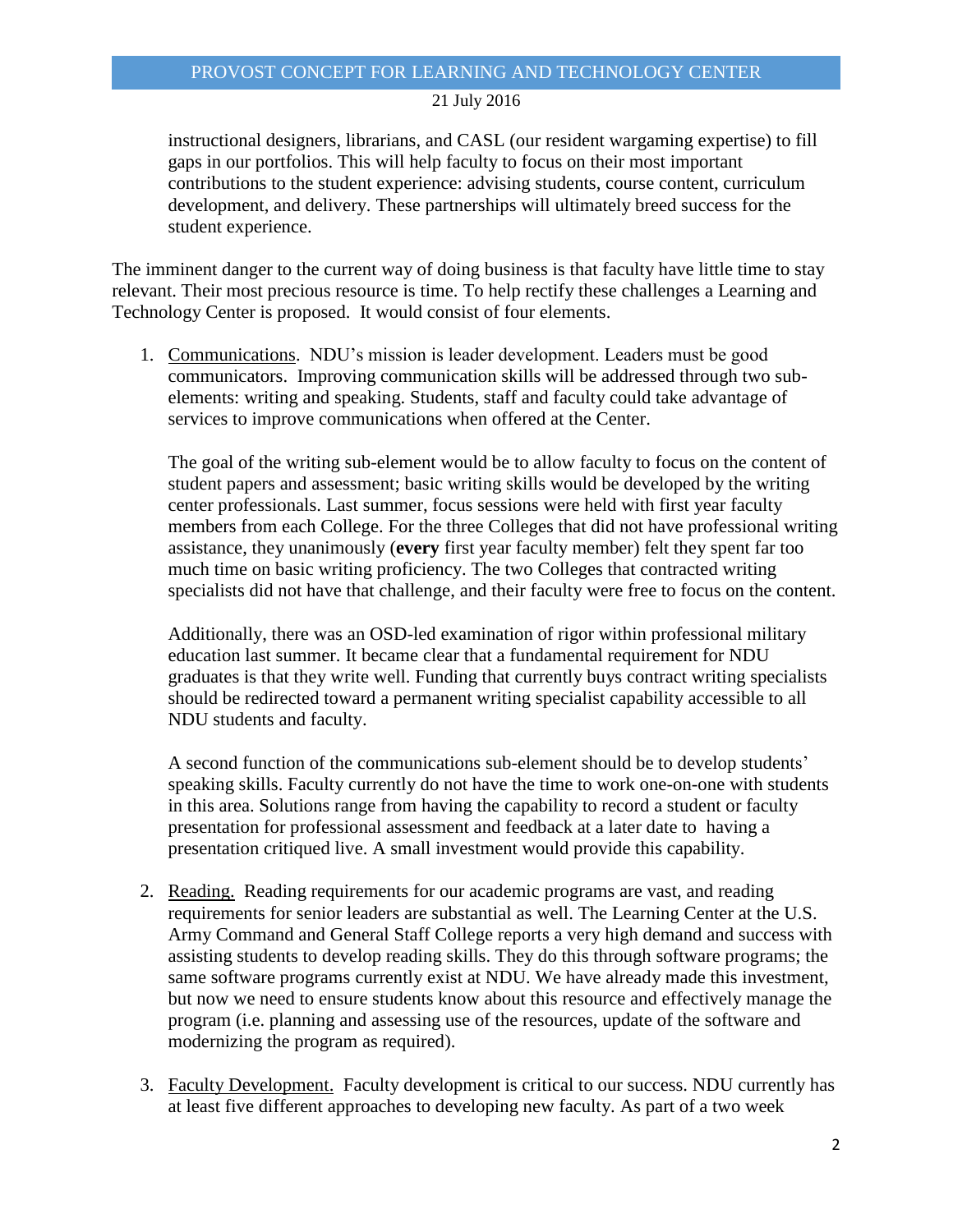instructional designers, librarians, and CASL (our resident wargaming expertise) to fill gaps in our portfolios. This will help faculty to focus on their most important contributions to the student experience: advising students, course content, curriculum development, and delivery. These partnerships will ultimately breed success for the student experience.

The imminent danger to the current way of doing business is that faculty have little time to stay relevant. Their most precious resource is time. To help rectify these challenges a Learning and Technology Center is proposed. It would consist of four elements.

1. Communications. NDU's mission is leader development. Leaders must be good communicators. Improving communication skills will be addressed through two sub-elements: writing and speaking. Students, staff and faculty could take advantage of services to improve communications when offered at the Center.

   The goal of the writing sub-element would be to allow faculty to focus on the content of student papers and assessment; basic writing skills would be developed by the writing center professionals. Last summer, focus sessions were held with first year faculty members from each College. For the three Colleges that did not have professional writing assistance, they unanimously (**every** first year faculty member) felt they spent far too much time on basic writing proficiency. The two Colleges that contracted writing specialists did not have that challenge, and their faculty were free to focus on the content.

   Additionally, there was an OSD-led examination of rigor within professional military education last summer. It became clear that a fundamental requirement for NDU graduates is that they write well. Funding that currently buys contract writing specialists should be redirected toward a permanent writing specialist capability accessible to all NDU students and faculty.

   A second function of the communications sub-element should be to develop students' speaking skills. Faculty currently do not have the time to work one-on-one with students in this area. Solutions range from having the capability to record a student or faculty presentation for professional assessment and feedback at a later date to having a presentation critiqued live. A small investment would provide this capability.

2. Reading. Reading requirements for our academic programs are vast, and reading requirements for senior leaders are substantial as well. The Learning Center at the U.S. Army Command and General Staff College reports a very high demand and success with assisting students to develop reading skills. They do this through software programs; the same software programs currently exist at NDU. We have already made this investment, but now we need to ensure students know about this resource and effectively manage the program (i.e. planning and assessing use of the resources, update of the software and modernizing the program as required).

3. Faculty Development. Faculty development is critical to our success. NDU currently has at least five different approaches to developing new faculty. As part of a two week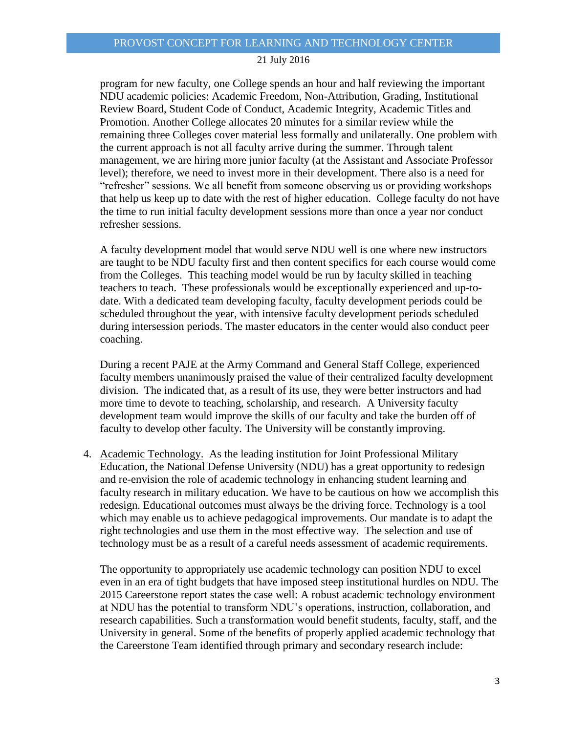program for new faculty, one College spends an hour and half reviewing the important NDU academic policies: Academic Freedom, Non-Attribution, Grading, Institutional Review Board, Student Code of Conduct, Academic Integrity, Academic Titles and Promotion. Another College allocates 20 minutes for a similar review while the remaining three Colleges cover material less formally and unilaterally. One problem with the current approach is not all faculty arrive during the summer. Through talent management, we are hiring more junior faculty (at the Assistant and Associate Professor level); therefore, we need to invest more in their development. There also is a need for "refresher" sessions. We all benefit from someone observing us or providing workshops that help us keep up to date with the rest of higher education. College faculty do not have the time to run initial faculty development sessions more than once a year nor conduct refresher sessions.

A faculty development model that would serve NDU well is one where new instructors are taught to be NDU faculty first and then content specifics for each course would come from the Colleges. This teaching model would be run by faculty skilled in teaching teachers to teach. These professionals would be exceptionally experienced and up-to-date. With a dedicated team developing faculty, faculty development periods could be scheduled throughout the year, with intensive faculty development periods scheduled during intersession periods. The master educators in the center would also conduct peer coaching.

During a recent PAJE at the Army Command and General Staff College, experienced faculty members unanimously praised the value of their centralized faculty development division. The indicated that, as a result of its use, they were better instructors and had more time to devote to teaching, scholarship, and research. A University faculty development team would improve the skills of our faculty and take the burden off of faculty to develop other faculty. The University will be constantly improving.

4. <u>Academic Technology.</u> As the leading institution for Joint Professional Military Education, the National Defense University (NDU) has a great opportunity to redesign and re-envision the role of academic technology in enhancing student learning and faculty research in military education. We have to be cautious on how we accomplish this redesign. Educational outcomes must always be the driving force. Technology is a tool which may enable us to achieve pedagogical improvements. Our mandate is to adapt the right technologies and use them in the most effective way. The selection and use of technology must be as a result of a careful needs assessment of academic requirements.

   The opportunity to appropriately use academic technology can position NDU to excel even in an era of tight budgets that have imposed steep institutional hurdles on NDU. The 2015 Careerstone report states the case well: A robust academic technology environment at NDU has the potential to transform NDU's operations, instruction, collaboration, and research capabilities. Such a transformation would benefit students, faculty, staff, and the University in general. Some of the benefits of properly applied academic technology that the Careerstone Team identified through primary and secondary research include: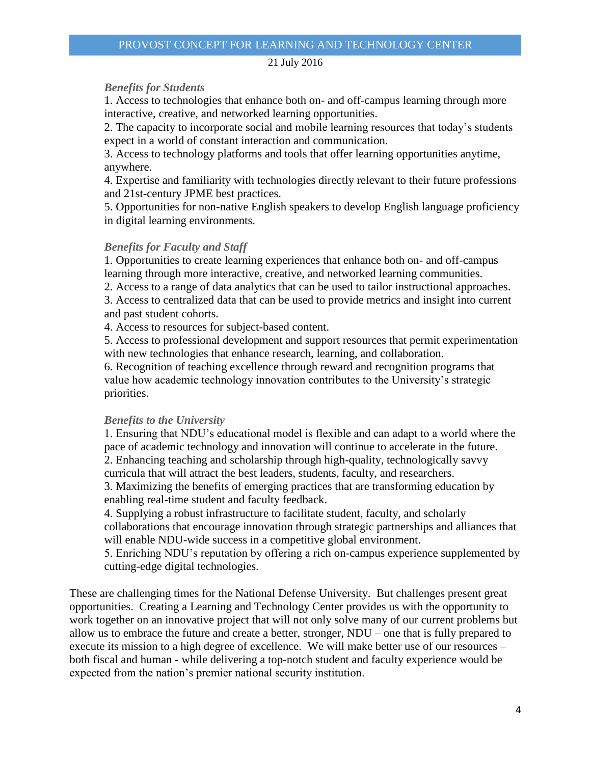*Benefits for Students*

1. Access to technologies that enhance both on- and off-campus learning through more interactive, creative, and networked learning opportunities.
2. The capacity to incorporate social and mobile learning resources that today's students expect in a world of constant interaction and communication.
3. Access to technology platforms and tools that offer learning opportunities anytime, anywhere.
4. Expertise and familiarity with technologies directly relevant to their future professions and 21st-century JPME best practices.
5. Opportunities for non-native English speakers to develop English language proficiency in digital learning environments.

*Benefits for Faculty and Staff*

1. Opportunities to create learning experiences that enhance both on- and off-campus learning through more interactive, creative, and networked learning communities.
2. Access to a range of data analytics that can be used to tailor instructional approaches.
3. Access to centralized data that can be used to provide metrics and insight into current and past student cohorts.
4. Access to resources for subject-based content.
5. Access to professional development and support resources that permit experimentation with new technologies that enhance research, learning, and collaboration.
6. Recognition of teaching excellence through reward and recognition programs that value how academic technology innovation contributes to the University's strategic priorities.

*Benefits to the University*

1. Ensuring that NDU's educational model is flexible and can adapt to a world where the pace of academic technology and innovation will continue to accelerate in the future.
2. Enhancing teaching and scholarship through high-quality, technologically savvy curricula that will attract the best leaders, students, faculty, and researchers.
3. Maximizing the benefits of emerging practices that are transforming education by enabling real-time student and faculty feedback.
4. Supplying a robust infrastructure to facilitate student, faculty, and scholarly collaborations that encourage innovation through strategic partnerships and alliances that will enable NDU-wide success in a competitive global environment.
5. Enriching NDU's reputation by offering a rich on-campus experience supplemented by cutting-edge digital technologies.

These are challenging times for the National Defense University. But challenges present great opportunities. Creating a Learning and Technology Center provides us with the opportunity to work together on an innovative project that will not only solve many of our current problems but allow us to embrace the future and create a better, stronger, NDU – one that is fully prepared to execute its mission to a high degree of excellence. We will make better use of our resources – both fiscal and human - while delivering a top-notch student and faculty experience would be expected from the nation's premier national security institution.